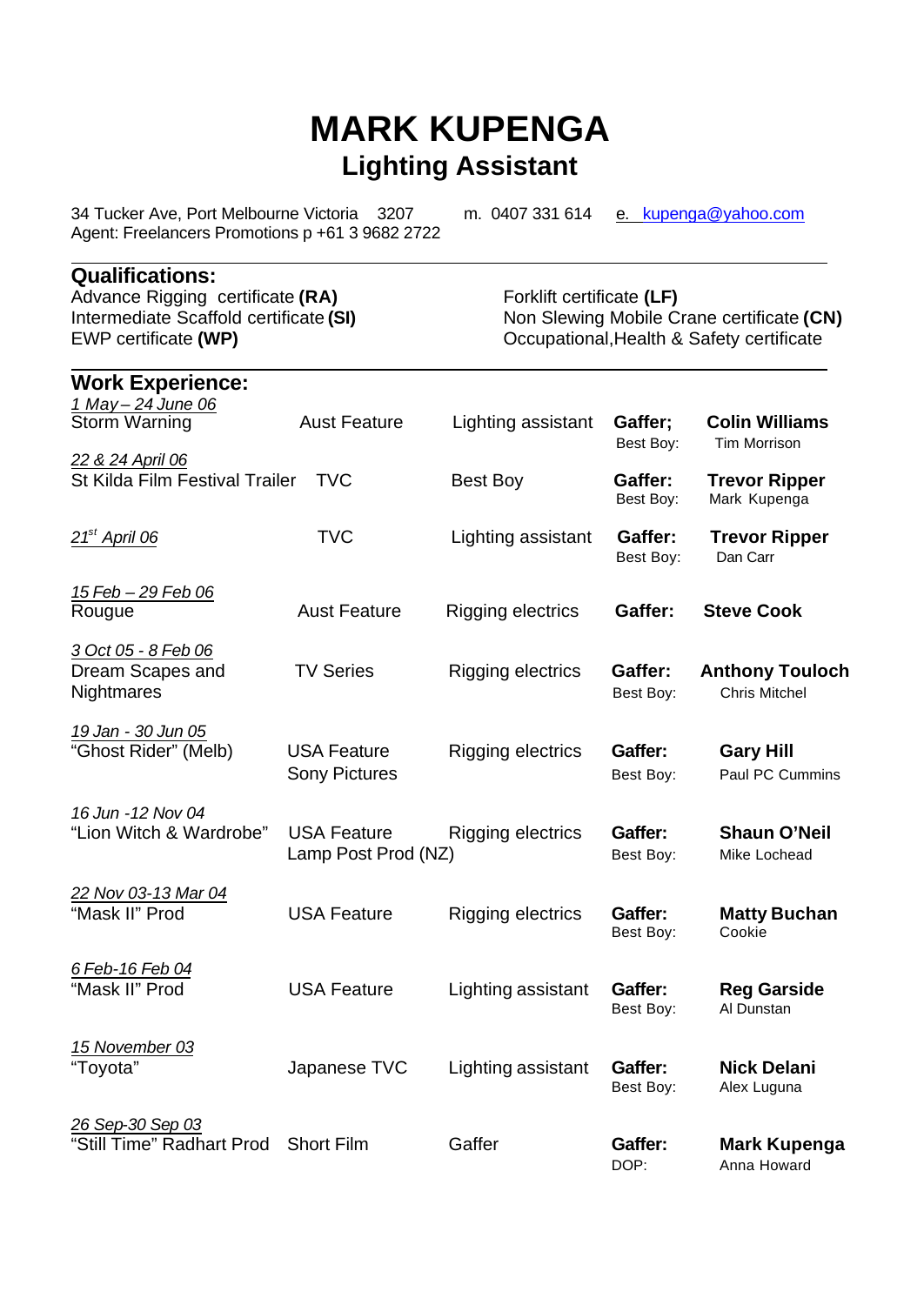# MARK KUPENGA

## Lighting Assistant

34 Tucker Ave, Port Melbourne Victoria 3207 m. 0407 331 614 e. kupenga@yahoo.com
Agent: Freelancers Promotions p +61 3 9682 2722

## Qualifications:

| | |
|---|---|
| Advance Rigging certificate **(RA)** | Forklift certificate **(LF)** |
| Intermediate Scaffold certificate **(SI)** | Non Slewing Mobile Crane certificate **(CN)** |
| EWP certificate **(WP)** | Occupational,Health & Safety certificate |

## Work Experience:

| Date / Production | Type | Position | Role | Name |
|---|---|---|---|---|
| *1 May – 24 June 06* Storm Warning | Aust Feature | Lighting assistant | **Gaffer;** Best Boy: | **Colin Williams** Tim Morrison |
| *22 & 24 April 06* St Kilda Film Festival Trailer | TVC | Best Boy | **Gaffer:** Best Boy: | **Trevor Ripper** Mark Kupenga |
| *21st April 06* | TVC | Lighting assistant | **Gaffer:** Best Boy: | **Trevor Ripper** Dan Carr |
| *15 Feb – 29 Feb 06* Rougue | Aust Feature | Rigging electrics | **Gaffer:** | **Steve Cook** |
| *3 Oct 05 - 8 Feb 06* Dream Scapes and Nightmares | TV Series | Rigging electrics | **Gaffer:** Best Boy: | **Anthony Touloch** Chris Mitchel |
| *19 Jan - 30 Jun 05* "Ghost Rider" (Melb) | USA Feature Sony Pictures | Rigging electrics | **Gaffer:** Best Boy: | **Gary Hill** Paul PC Cummins |
| *16 Jun -12 Nov 04* "Lion Witch & Wardrobe" | USA Feature Lamp Post Prod (NZ) | Rigging electrics | **Gaffer:** Best Boy: | **Shaun O'Neil** Mike Lochead |
| *22 Nov 03-13 Mar 04* "Mask II" Prod | USA Feature | Rigging electrics | **Gaffer:** Best Boy: | **Matty Buchan** Cookie |
| *6 Feb-16 Feb 04* "Mask II" Prod | USA Feature | Lighting assistant | **Gaffer:** Best Boy: | **Reg Garside** Al Dunstan |
| *15 November 03* "Toyota" | Japanese TVC | Lighting assistant | **Gaffer:** Best Boy: | **Nick Delani** Alex Luguna |
| *26 Sep-30 Sep 03* "Still Time" Radhart Prod | Short Film | Gaffer | **Gaffer:** DOP: | **Mark Kupenga** Anna Howard |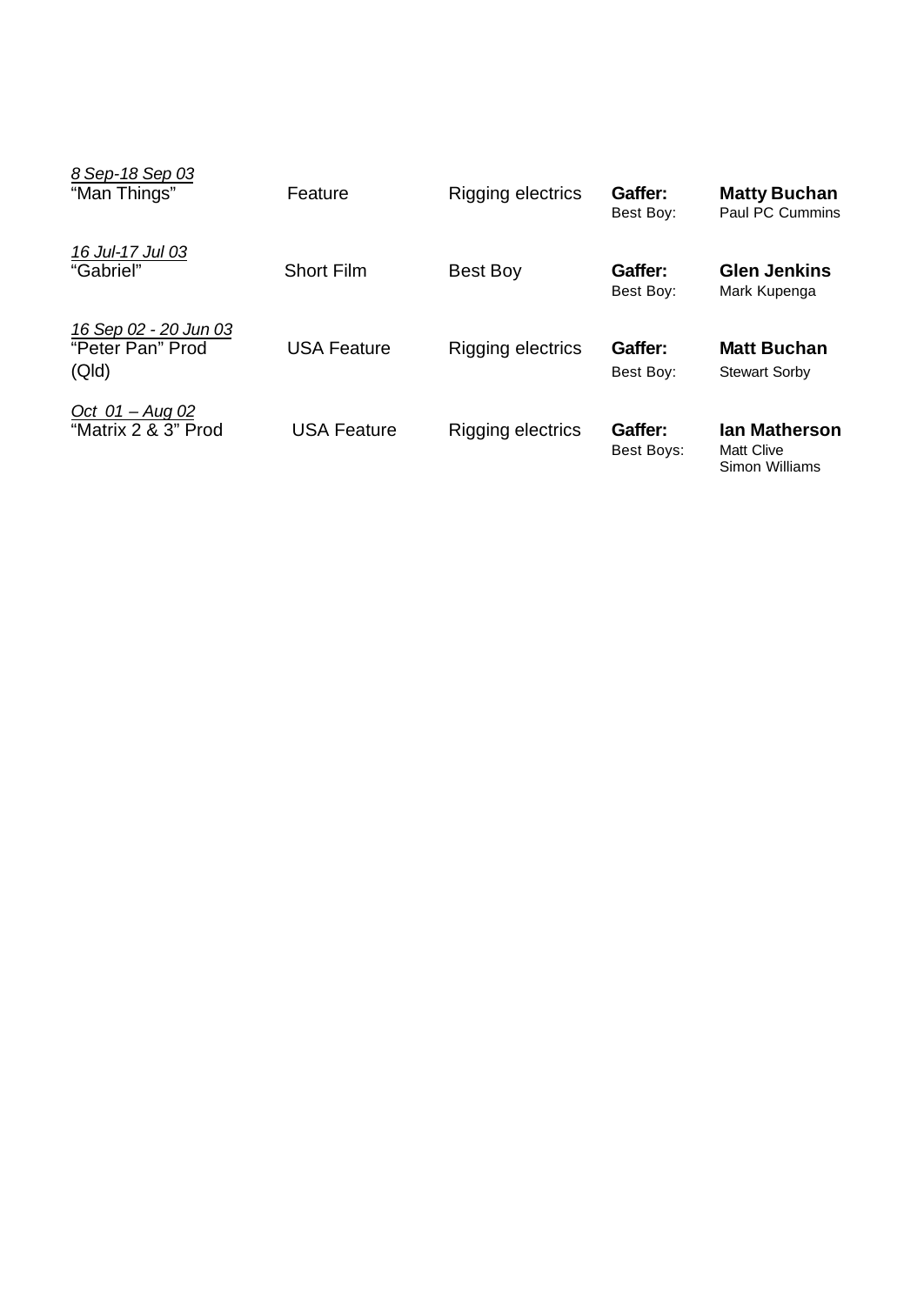| | | | | |
|---|---|---|---|---|
| *8 Sep-18 Sep 03*<br>"Man Things" | Feature | Rigging electrics | **Gaffer:**<br>Best Boy: | **Matty Buchan**<br>Paul PC Cummins |
| *16 Jul-17 Jul 03*<br>"Gabriel" | Short Film | Best Boy | **Gaffer:**<br>Best Boy: | **Glen Jenkins**<br>Mark Kupenga |
| *16 Sep 02 - 20 Jun 03*<br>"Peter Pan" Prod (Qld) | USA Feature | Rigging electrics | **Gaffer:**<br>Best Boy: | **Matt Buchan**<br>Stewart Sorby |
| *Oct 01 – Aug 02*<br>"Matrix 2 & 3" Prod | USA Feature | Rigging electrics | **Gaffer:**<br>Best Boys: | **Ian Matherson**<br>Matt Clive<br>Simon Williams |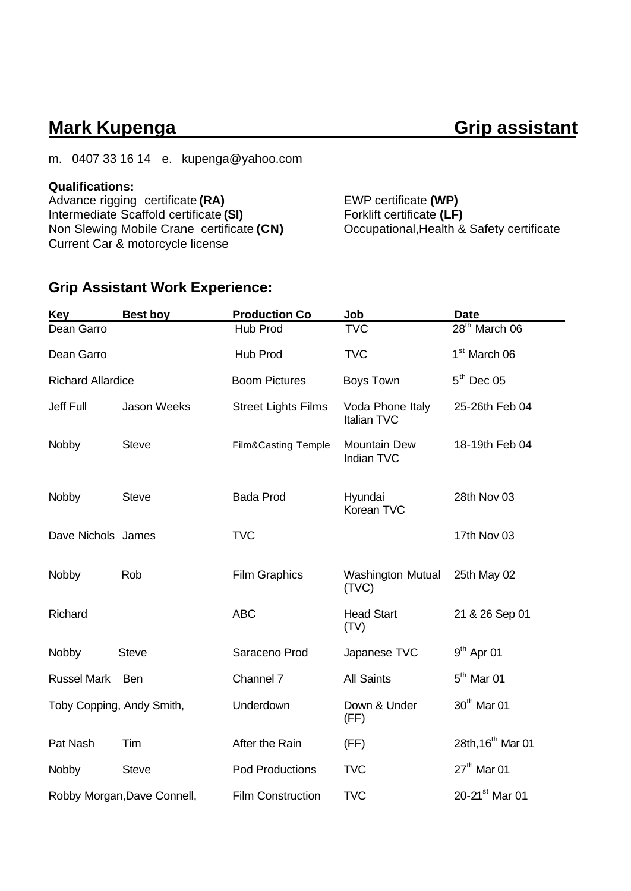# Mark Kupenga Grip assistant

m. 0407 33 16 14 e. kupenga@yahoo.com

**Qualifications:**

Advance rigging certificate **(RA)**
Intermediate Scaffold certificate **(SI)**
Non Slewing Mobile Crane certificate **(CN)**
Current Car & motorcycle license
EWP certificate **(WP)**
Forklift certificate **(LF)**
Occupational,Health & Safety certificate

## Grip Assistant Work Experience:

| Key | Best boy | Production Co | Job | Date |
|---|---|---|---|---|
| Dean Garro | | Hub Prod | TVC | 28th March 06 |
| Dean Garro | | Hub Prod | TVC | 1st March 06 |
| Richard Allardice | | Boom Pictures | Boys Town | 5th Dec 05 |
| Jeff Full | Jason Weeks | Street Lights Films | Voda Phone Italy Italian TVC | 25-26th Feb 04 |
| Nobby | Steve | Film&Casting Temple | Mountain Dew Indian TVC | 18-19th Feb 04 |
| Nobby | Steve | Bada Prod | Hyundai Korean TVC | 28th Nov 03 |
| Dave Nichols | James | TVC | | 17th Nov 03 |
| Nobby | Rob | Film Graphics | Washington Mutual (TVC) | 25th May 02 |
| Richard | | ABC | Head Start (TV) | 21 & 26 Sep 01 |
| Nobby | Steve | Saraceno Prod | Japanese TVC | 9th Apr 01 |
| Russel Mark | Ben | Channel 7 | All Saints | 5th Mar 01 |
| Toby Copping, Andy Smith, | | Underdown | Down & Under (FF) | 30th Mar 01 |
| Pat Nash | Tim | After the Rain | (FF) | 28th,16th Mar 01 |
| Nobby | Steve | Pod Productions | TVC | 27th Mar 01 |
| Robby Morgan,Dave Connell, | | Film Construction | TVC | 20-21st Mar 01 |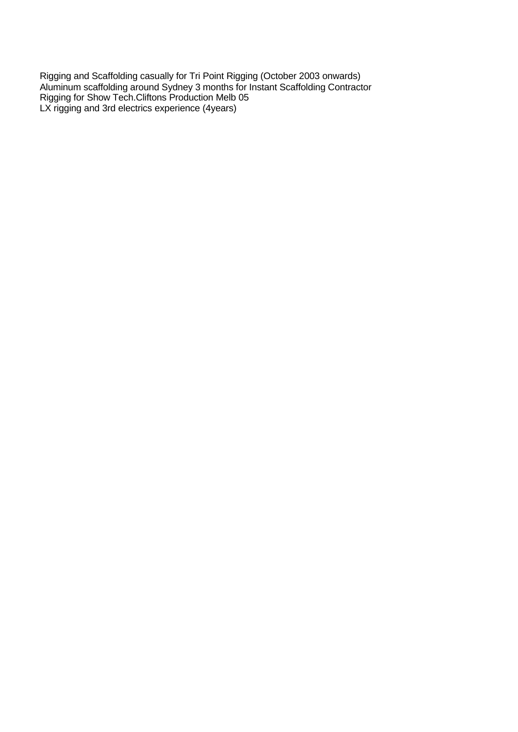Rigging and Scaffolding casually for Tri Point Rigging (October 2003 onwards)
Aluminum scaffolding around Sydney 3 months for Instant Scaffolding Contractor
Rigging for Show Tech.Cliftons Production Melb 05
LX rigging and 3rd electrics experience (4years)